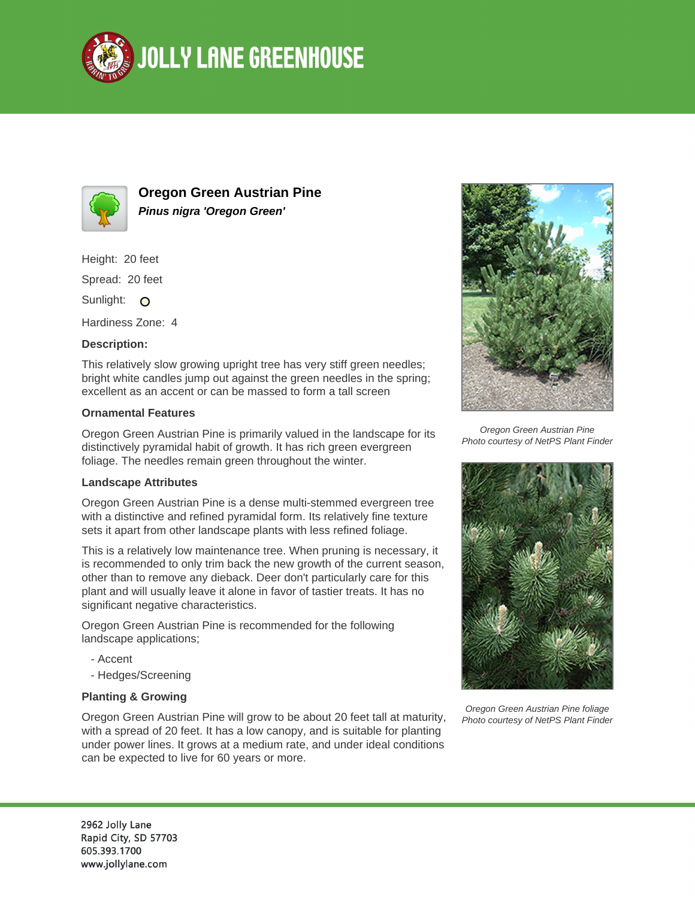# Oregon Green Austrian Pine

***Pinus nigra 'Oregon Green'***

Height: 20 feet

Spread: 20 feet

Sunlight: O

Hardiness Zone: 4

**Description:**

This relatively slow growing upright tree has very stiff green needles; bright white candles jump out against the green needles in the spring; excellent as an accent or can be massed to form a tall screen

**Ornamental Features**

Oregon Green Austrian Pine is primarily valued in the landscape for its distinctively pyramidal habit of growth. It has rich green evergreen foliage. The needles remain green throughout the winter.

**Landscape Attributes**

Oregon Green Austrian Pine is a dense multi-stemmed evergreen tree with a distinctive and refined pyramidal form. Its relatively fine texture sets it apart from other landscape plants with less refined foliage.

This is a relatively low maintenance tree. When pruning is necessary, it is recommended to only trim back the new growth of the current season, other than to remove any dieback. Deer don't particularly care for this plant and will usually leave it alone in favor of tastier treats. It has no significant negative characteristics.

Oregon Green Austrian Pine is recommended for the following landscape applications;

- Accent
- Hedges/Screening

**Planting & Growing**

Oregon Green Austrian Pine will grow to be about 20 feet tall at maturity, with a spread of 20 feet. It has a low canopy, and is suitable for planting under power lines. It grows at a medium rate, and under ideal conditions can be expected to live for 60 years or more.

*Oregon Green Austrian Pine*
*Photo courtesy of NetPS Plant Finder*

*Oregon Green Austrian Pine foliage*
*Photo courtesy of NetPS Plant Finder*

2962 Jolly Lane
Rapid City, SD 57703
605.393.1700
www.jollylane.com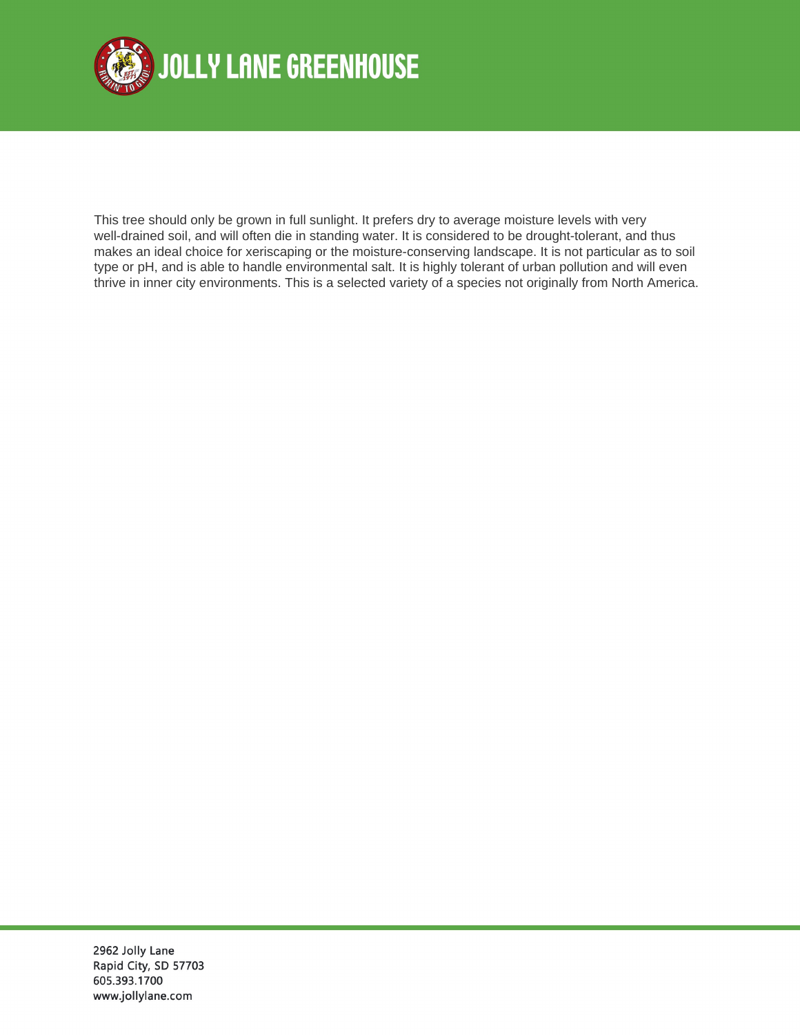This tree should only be grown in full sunlight. It prefers dry to average moisture levels with very well-drained soil, and will often die in standing water. It is considered to be drought-tolerant, and thus makes an ideal choice for xeriscaping or the moisture-conserving landscape. It is not particular as to soil type or pH, and is able to handle environmental salt. It is highly tolerant of urban pollution and will even thrive in inner city environments. This is a selected variety of a species not originally from North America.